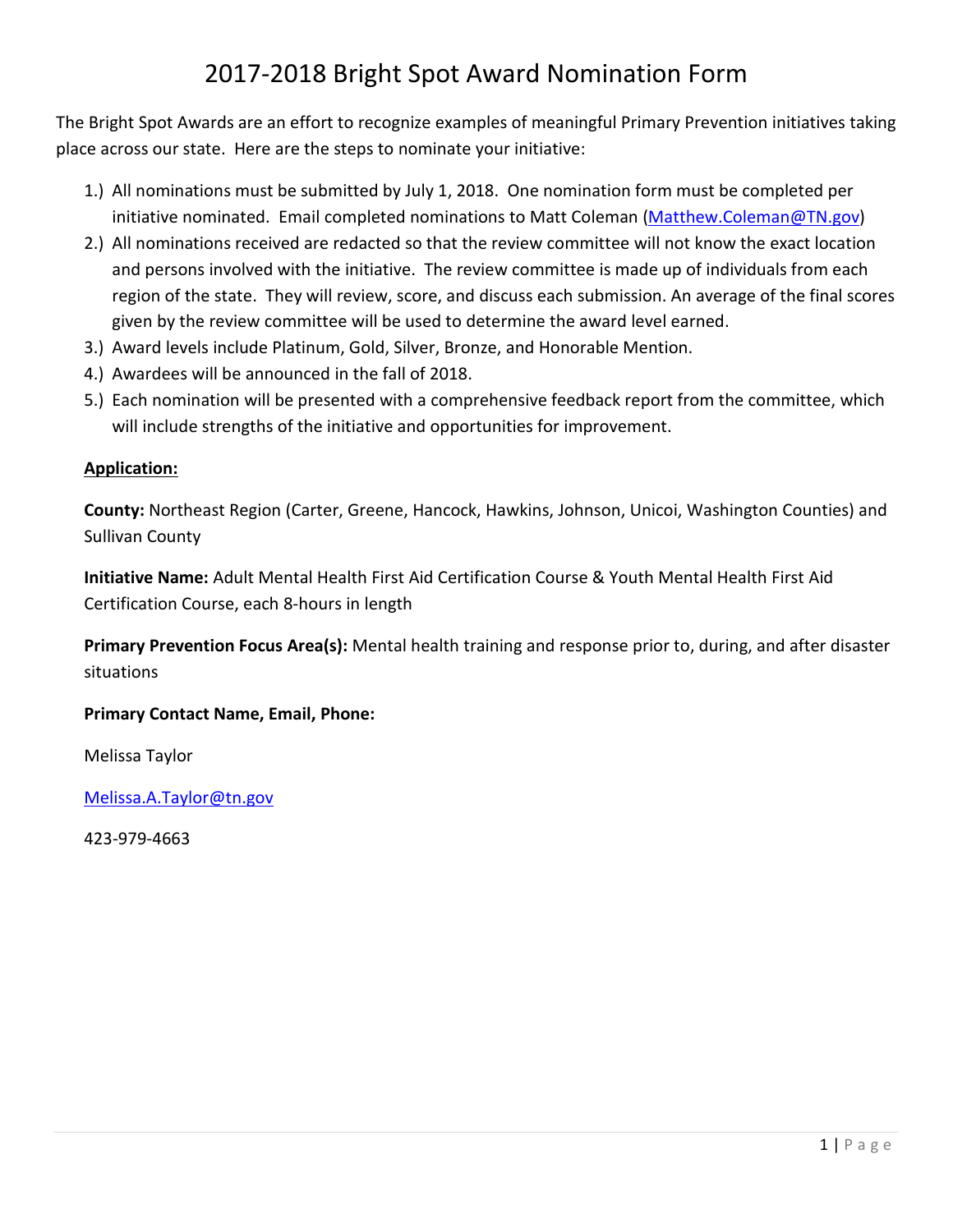# 2017-2018 Bright Spot Award Nomination Form

The Bright Spot Awards are an effort to recognize examples of meaningful Primary Prevention initiatives taking place across our state. Here are the steps to nominate your initiative:

1.) All nominations must be submitted by July 1, 2018. One nomination form must be completed per initiative nominated. Email completed nominations to Matt Coleman (Matthew.Coleman@TN.gov)
2.) All nominations received are redacted so that the review committee will not know the exact location and persons involved with the initiative. The review committee is made up of individuals from each region of the state. They will review, score, and discuss each submission. An average of the final scores given by the review committee will be used to determine the award level earned.
3.) Award levels include Platinum, Gold, Silver, Bronze, and Honorable Mention.
4.) Awardees will be announced in the fall of 2018.
5.) Each nomination will be presented with a comprehensive feedback report from the committee, which will include strengths of the initiative and opportunities for improvement.

**Application:**

**County:** Northeast Region (Carter, Greene, Hancock, Hawkins, Johnson, Unicoi, Washington Counties) and Sullivan County

**Initiative Name:** Adult Mental Health First Aid Certification Course & Youth Mental Health First Aid Certification Course, each 8-hours in length

**Primary Prevention Focus Area(s):** Mental health training and response prior to, during, and after disaster situations

**Primary Contact Name, Email, Phone:**

Melissa Taylor

Melissa.A.Taylor@tn.gov

423-979-4663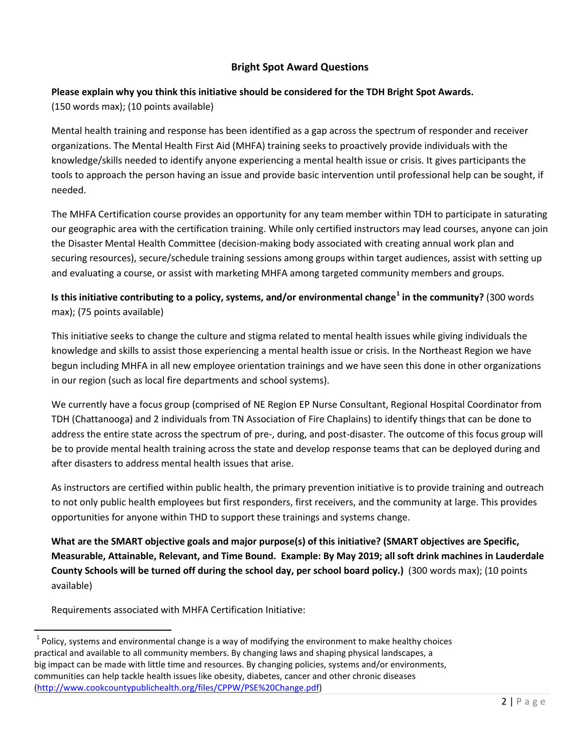## Bright Spot Award Questions

**Please explain why you think this initiative should be considered for the TDH Bright Spot Awards.**
(150 words max); (10 points available)

Mental health training and response has been identified as a gap across the spectrum of responder and receiver organizations. The Mental Health First Aid (MHFA) training seeks to proactively provide individuals with the knowledge/skills needed to identify anyone experiencing a mental health issue or crisis. It gives participants the tools to approach the person having an issue and provide basic intervention until professional help can be sought, if needed.

The MHFA Certification course provides an opportunity for any team member within TDH to participate in saturating our geographic area with the certification training. While only certified instructors may lead courses, anyone can join the Disaster Mental Health Committee (decision-making body associated with creating annual work plan and securing resources), secure/schedule training sessions among groups within target audiences, assist with setting up and evaluating a course, or assist with marketing MHFA among targeted community members and groups.

**Is this initiative contributing to a policy, systems, and/or environmental change[1] in the community?** (300 words max); (75 points available)

This initiative seeks to change the culture and stigma related to mental health issues while giving individuals the knowledge and skills to assist those experiencing a mental health issue or crisis. In the Northeast Region we have begun including MHFA in all new employee orientation trainings and we have seen this done in other organizations in our region (such as local fire departments and school systems).

We currently have a focus group (comprised of NE Region EP Nurse Consultant, Regional Hospital Coordinator from TDH (Chattanooga) and 2 individuals from TN Association of Fire Chaplains) to identify things that can be done to address the entire state across the spectrum of pre-, during, and post-disaster. The outcome of this focus group will be to provide mental health training across the state and develop response teams that can be deployed during and after disasters to address mental health issues that arise.

As instructors are certified within public health, the primary prevention initiative is to provide training and outreach to not only public health employees but first responders, first receivers, and the community at large. This provides opportunities for anyone within THD to support these trainings and systems change.

**What are the SMART objective goals and major purpose(s) of this initiative? (SMART objectives are Specific, Measurable, Attainable, Relevant, and Time Bound. Example: By May 2019; all soft drink machines in Lauderdale County Schools will be turned off during the school day, per school board policy.)** (300 words max); (10 points available)

Requirements associated with MHFA Certification Initiative:

---

[1] Policy, systems and environmental change is a way of modifying the environment to make healthy choices practical and available to all community members. By changing laws and shaping physical landscapes, a big impact can be made with little time and resources. By changing policies, systems and/or environments, communities can help tackle health issues like obesity, diabetes, cancer and other chronic diseases (http://www.cookcountypublichealth.org/files/CPPW/PSE%20Change.pdf)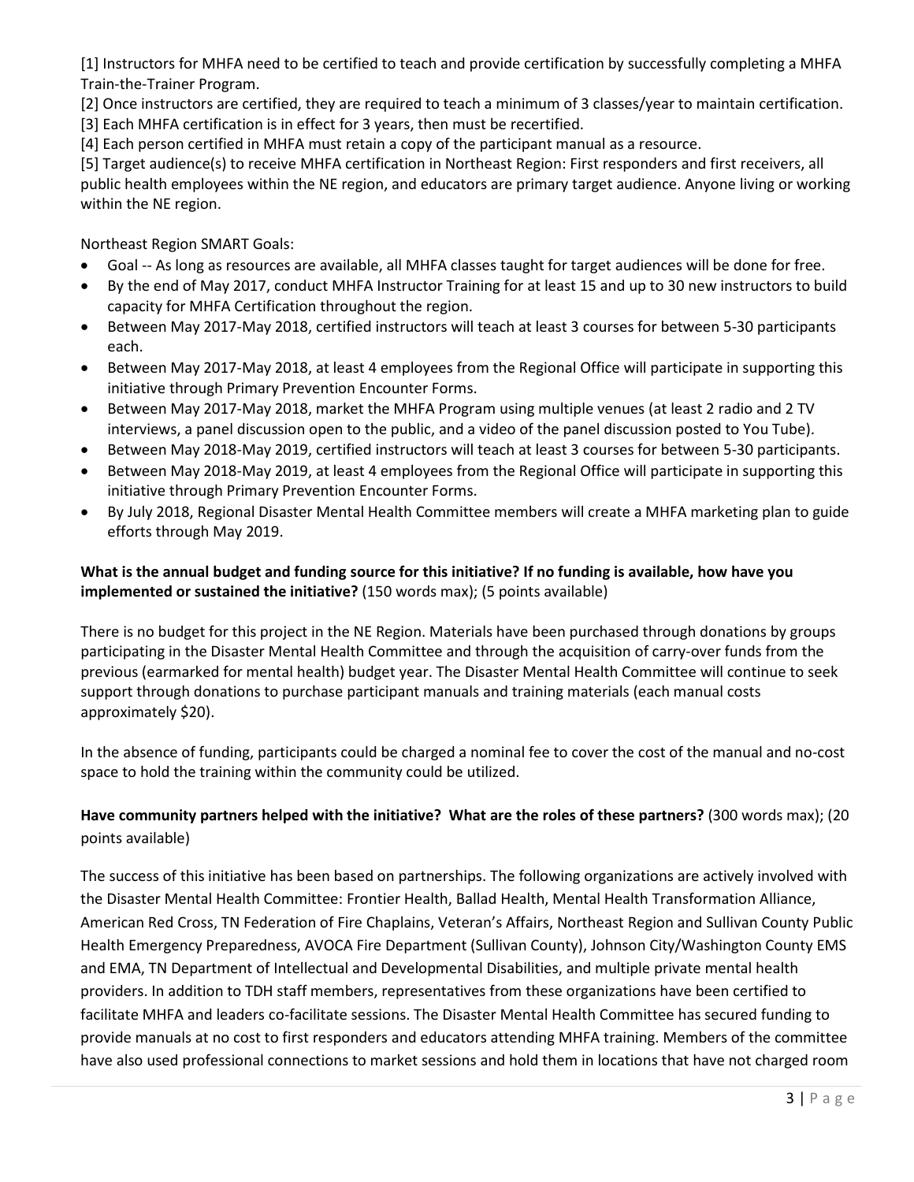[1] Instructors for MHFA need to be certified to teach and provide certification by successfully completing a MHFA Train-the-Trainer Program.

[2] Once instructors are certified, they are required to teach a minimum of 3 classes/year to maintain certification.

[3] Each MHFA certification is in effect for 3 years, then must be recertified.

[4] Each person certified in MHFA must retain a copy of the participant manual as a resource.

[5] Target audience(s) to receive MHFA certification in Northeast Region: First responders and first receivers, all public health employees within the NE region, and educators are primary target audience. Anyone living or working within the NE region.

Northeast Region SMART Goals:

- Goal -- As long as resources are available, all MHFA classes taught for target audiences will be done for free.
- By the end of May 2017, conduct MHFA Instructor Training for at least 15 and up to 30 new instructors to build capacity for MHFA Certification throughout the region.
- Between May 2017-May 2018, certified instructors will teach at least 3 courses for between 5-30 participants each.
- Between May 2017-May 2018, at least 4 employees from the Regional Office will participate in supporting this initiative through Primary Prevention Encounter Forms.
- Between May 2017-May 2018, market the MHFA Program using multiple venues (at least 2 radio and 2 TV interviews, a panel discussion open to the public, and a video of the panel discussion posted to You Tube).
- Between May 2018-May 2019, certified instructors will teach at least 3 courses for between 5-30 participants.
- Between May 2018-May 2019, at least 4 employees from the Regional Office will participate in supporting this initiative through Primary Prevention Encounter Forms.
- By July 2018, Regional Disaster Mental Health Committee members will create a MHFA marketing plan to guide efforts through May 2019.

**What is the annual budget and funding source for this initiative? If no funding is available, how have you implemented or sustained the initiative?** (150 words max); (5 points available)

There is no budget for this project in the NE Region. Materials have been purchased through donations by groups participating in the Disaster Mental Health Committee and through the acquisition of carry-over funds from the previous (earmarked for mental health) budget year. The Disaster Mental Health Committee will continue to seek support through donations to purchase participant manuals and training materials (each manual costs approximately $20).

In the absence of funding, participants could be charged a nominal fee to cover the cost of the manual and no-cost space to hold the training within the community could be utilized.

**Have community partners helped with the initiative? What are the roles of these partners?** (300 words max); (20 points available)

The success of this initiative has been based on partnerships. The following organizations are actively involved with the Disaster Mental Health Committee: Frontier Health, Ballad Health, Mental Health Transformation Alliance, American Red Cross, TN Federation of Fire Chaplains, Veteran's Affairs, Northeast Region and Sullivan County Public Health Emergency Preparedness, AVOCA Fire Department (Sullivan County), Johnson City/Washington County EMS and EMA, TN Department of Intellectual and Developmental Disabilities, and multiple private mental health providers. In addition to TDH staff members, representatives from these organizations have been certified to facilitate MHFA and leaders co-facilitate sessions. The Disaster Mental Health Committee has secured funding to provide manuals at no cost to first responders and educators attending MHFA training. Members of the committee have also used professional connections to market sessions and hold them in locations that have not charged room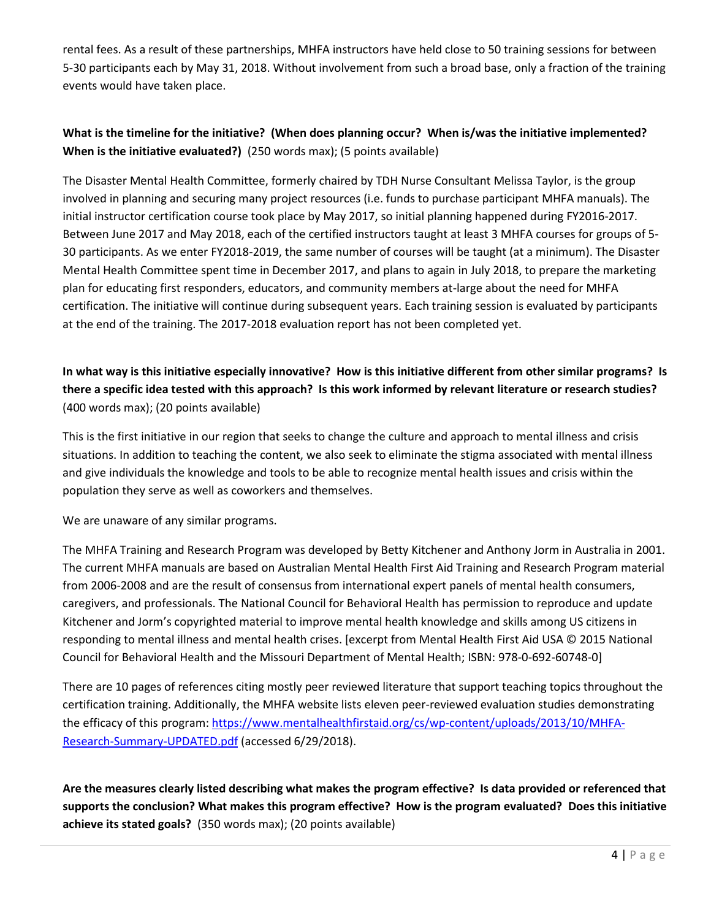rental fees. As a result of these partnerships, MHFA instructors have held close to 50 training sessions for between 5-30 participants each by May 31, 2018. Without involvement from such a broad base, only a fraction of the training events would have taken place.

**What is the timeline for the initiative? (When does planning occur? When is/was the initiative implemented? When is the initiative evaluated?)** (250 words max); (5 points available)

The Disaster Mental Health Committee, formerly chaired by TDH Nurse Consultant Melissa Taylor, is the group involved in planning and securing many project resources (i.e. funds to purchase participant MHFA manuals). The initial instructor certification course took place by May 2017, so initial planning happened during FY2016-2017. Between June 2017 and May 2018, each of the certified instructors taught at least 3 MHFA courses for groups of 5-30 participants. As we enter FY2018-2019, the same number of courses will be taught (at a minimum). The Disaster Mental Health Committee spent time in December 2017, and plans to again in July 2018, to prepare the marketing plan for educating first responders, educators, and community members at-large about the need for MHFA certification. The initiative will continue during subsequent years. Each training session is evaluated by participants at the end of the training. The 2017-2018 evaluation report has not been completed yet.

**In what way is this initiative especially innovative? How is this initiative different from other similar programs? Is there a specific idea tested with this approach? Is this work informed by relevant literature or research studies?** (400 words max); (20 points available)

This is the first initiative in our region that seeks to change the culture and approach to mental illness and crisis situations. In addition to teaching the content, we also seek to eliminate the stigma associated with mental illness and give individuals the knowledge and tools to be able to recognize mental health issues and crisis within the population they serve as well as coworkers and themselves.

We are unaware of any similar programs.

The MHFA Training and Research Program was developed by Betty Kitchener and Anthony Jorm in Australia in 2001. The current MHFA manuals are based on Australian Mental Health First Aid Training and Research Program material from 2006-2008 and are the result of consensus from international expert panels of mental health consumers, caregivers, and professionals. The National Council for Behavioral Health has permission to reproduce and update Kitchener and Jorm's copyrighted material to improve mental health knowledge and skills among US citizens in responding to mental illness and mental health crises. [excerpt from Mental Health First Aid USA © 2015 National Council for Behavioral Health and the Missouri Department of Mental Health; ISBN: 978-0-692-60748-0]

There are 10 pages of references citing mostly peer reviewed literature that support teaching topics throughout the certification training. Additionally, the MHFA website lists eleven peer-reviewed evaluation studies demonstrating the efficacy of this program: [https://www.mentalhealthfirstaid.org/cs/wp-content/uploads/2013/10/MHFA-Research-Summary-UPDATED.pdf](https://www.mentalhealthfirstaid.org/cs/wp-content/uploads/2013/10/MHFA-Research-Summary-UPDATED.pdf) (accessed 6/29/2018).

**Are the measures clearly listed describing what makes the program effective? Is data provided or referenced that supports the conclusion? What makes this program effective? How is the program evaluated? Does this initiative achieve its stated goals?** (350 words max); (20 points available)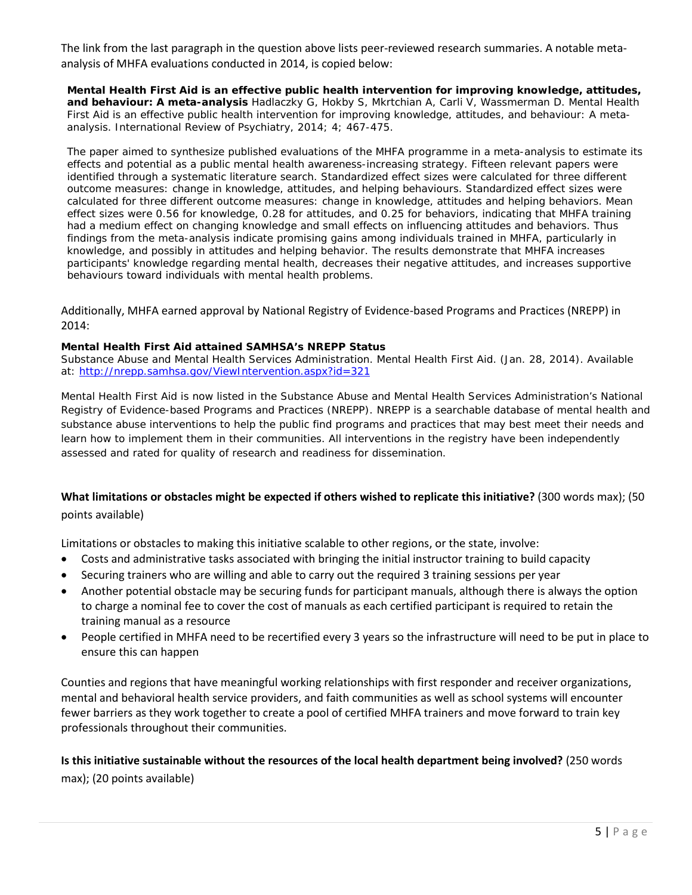The link from the last paragraph in the question above lists peer-reviewed research summaries. A notable meta-analysis of MHFA evaluations conducted in 2014, is copied below:

**Mental Health First Aid is an effective public health intervention for improving knowledge, attitudes, and behaviour: A meta-analysis** Hadlaczky G, Hokby S, Mkrtchian A, Carli V, Wassmerman D. Mental Health First Aid is an effective public health intervention for improving knowledge, attitudes, and behaviour: A meta-analysis. International Review of Psychiatry, 2014; 4; 467-475.

The paper aimed to synthesize published evaluations of the MHFA programme in a meta-analysis to estimate its effects and potential as a public mental health awareness-increasing strategy. Fifteen relevant papers were identified through a systematic literature search. Standardized effect sizes were calculated for three different outcome measures: change in knowledge, attitudes, and helping behaviours. Standardized effect sizes were calculated for three different outcome measures: change in knowledge, attitudes and helping behaviors. Mean effect sizes were 0.56 for knowledge, 0.28 for attitudes, and 0.25 for behaviors, indicating that MHFA training had a medium effect on changing knowledge and small effects on influencing attitudes and behaviors. Thus findings from the meta-analysis indicate promising gains among individuals trained in MHFA, particularly in knowledge, and possibly in attitudes and helping behavior. The results demonstrate that MHFA increases participants' knowledge regarding mental health, decreases their negative attitudes, and increases supportive behaviours toward individuals with mental health problems.

Additionally, MHFA earned approval by National Registry of Evidence-based Programs and Practices (NREPP) in 2014:

**Mental Health First Aid attained SAMHSA's NREPP Status**
Substance Abuse and Mental Health Services Administration. Mental Health First Aid. (Jan. 28, 2014). Available at: http://nrepp.samhsa.gov/ViewIntervention.aspx?id=321

*Mental Health First Aid is now listed in the Substance Abuse and Mental Health Services Administration's National Registry of Evidence-based Programs and Practices (NREPP). NREPP is a searchable database of mental health and substance abuse interventions to help the public find programs and practices that may best meet their needs and learn how to implement them in their communities. All interventions in the registry have been independently assessed and rated for quality of research and readiness for dissemination.*

**What limitations or obstacles might be expected if others wished to replicate this initiative?** (300 words max); (50 points available)

Limitations or obstacles to making this initiative scalable to other regions, or the state, involve:

- Costs and administrative tasks associated with bringing the initial instructor training to build capacity
- Securing trainers who are willing and able to carry out the required 3 training sessions per year
- Another potential obstacle may be securing funds for participant manuals, although there is always the option to charge a nominal fee to cover the cost of manuals as each certified participant is required to retain the training manual as a resource
- People certified in MHFA need to be recertified every 3 years so the infrastructure will need to be put in place to ensure this can happen

Counties and regions that have meaningful working relationships with first responder and receiver organizations, mental and behavioral health service providers, and faith communities as well as school systems will encounter fewer barriers as they work together to create a pool of certified MHFA trainers and move forward to train key professionals throughout their communities.

**Is this initiative sustainable without the resources of the local health department being involved?** (250 words max); (20 points available)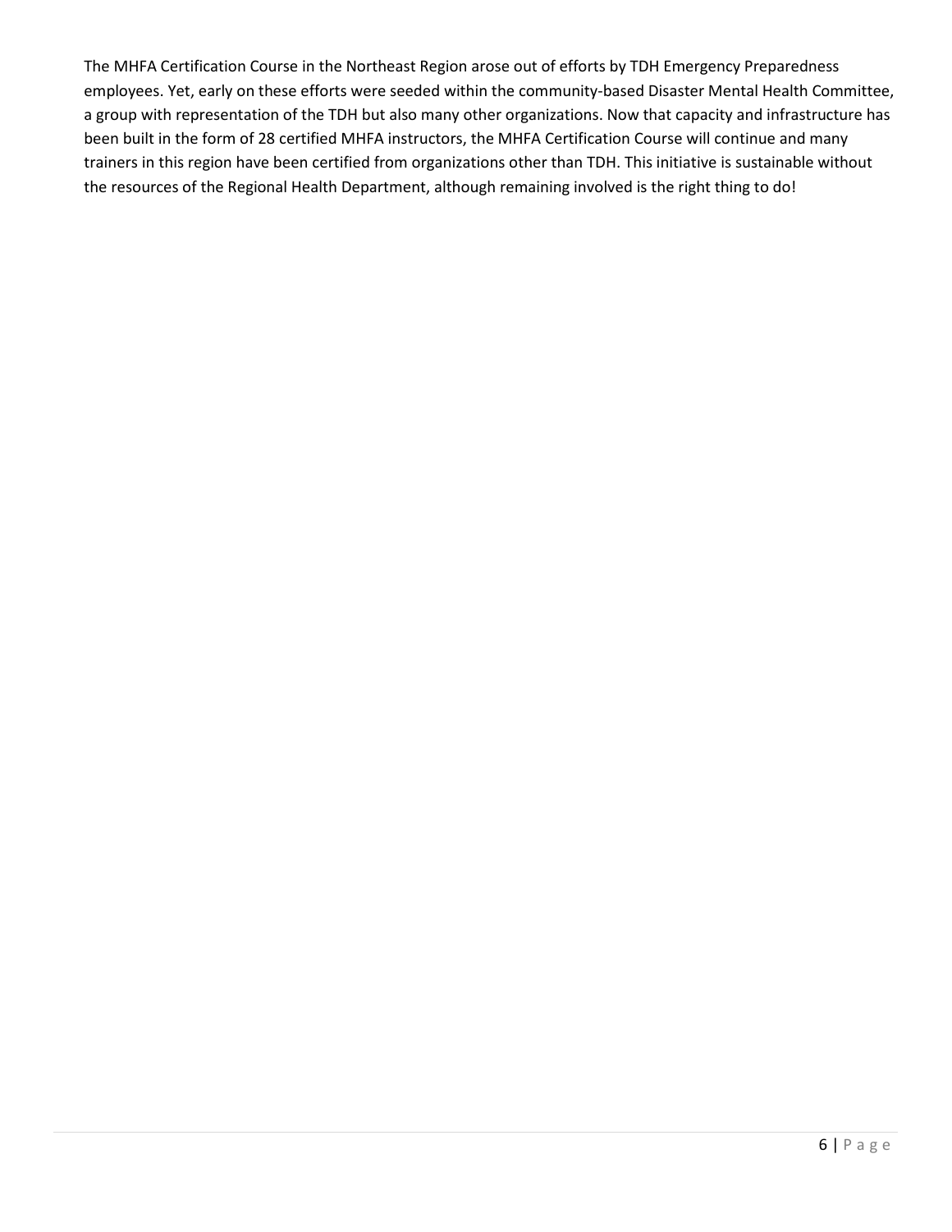The MHFA Certification Course in the Northeast Region arose out of efforts by TDH Emergency Preparedness employees. Yet, early on these efforts were seeded within the community-based Disaster Mental Health Committee, a group with representation of the TDH but also many other organizations. Now that capacity and infrastructure has been built in the form of 28 certified MHFA instructors, the MHFA Certification Course will continue and many trainers in this region have been certified from organizations other than TDH. This initiative is sustainable without the resources of the Regional Health Department, although remaining involved is the right thing to do!